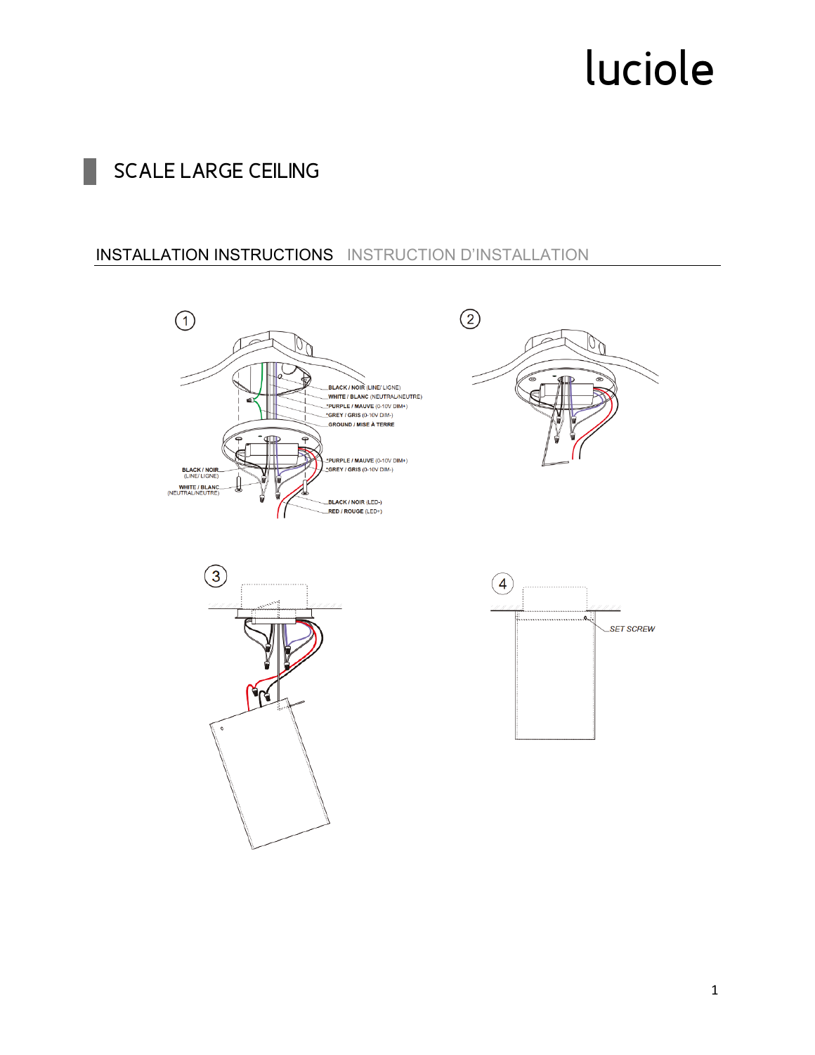luciole

# SCALE LARGE CEILING

## INSTALLATION INSTRUCTIONS   INSTRUCTION D'INSTALLATION

1

BLACK / NOIR (LINE/ LIGNE)
WHITE / BLANC (NEUTRAL/NEUTRE)
*PURPLE / MAUVE (0-10V DIM+)
*GREY / GRIS (0-10V DIM-)
GROUND / MISE À TERRE

*PURPLE / MAUVE (0-10V DIM+)
*GREY / GRIS (0-10V DIM-)

BLACK / NOIR (LINE/ LIGNE)
WHITE / BLANC (NEUTRAL/NEUTRE)

BLACK / NOIR (LED-)
RED / ROUGE (LED+)

2

3

4

SET SCREW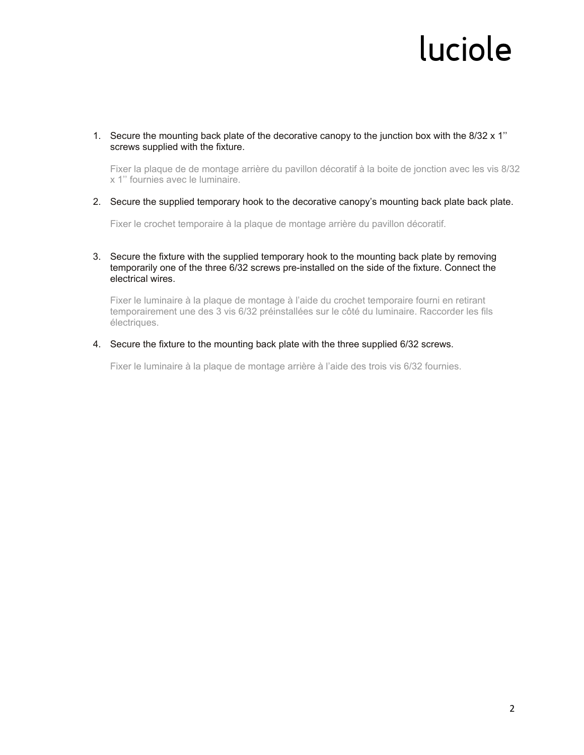1. Secure the mounting back plate of the decorative canopy to the junction box with the 8/32 x 1'' screws supplied with the fixture.

   Fixer la plaque de de montage arrière du pavillon décoratif à la boite de jonction avec les vis 8/32 x 1'' fournies avec le luminaire.

2. Secure the supplied temporary hook to the decorative canopy's mounting back plate back plate.

   Fixer le crochet temporaire à la plaque de montage arrière du pavillon décoratif.

3. Secure the fixture with the supplied temporary hook to the mounting back plate by removing temporarily one of the three 6/32 screws pre-installed on the side of the fixture. Connect the electrical wires.

   Fixer le luminaire à la plaque de montage à l'aide du crochet temporaire fourni en retirant temporairement une des 3 vis 6/32 préinstallées sur le côté du luminaire. Raccorder les fils électriques.

4. Secure the fixture to the mounting back plate with the three supplied 6/32 screws.

   Fixer le luminaire à la plaque de montage arrière à l'aide des trois vis 6/32 fournies.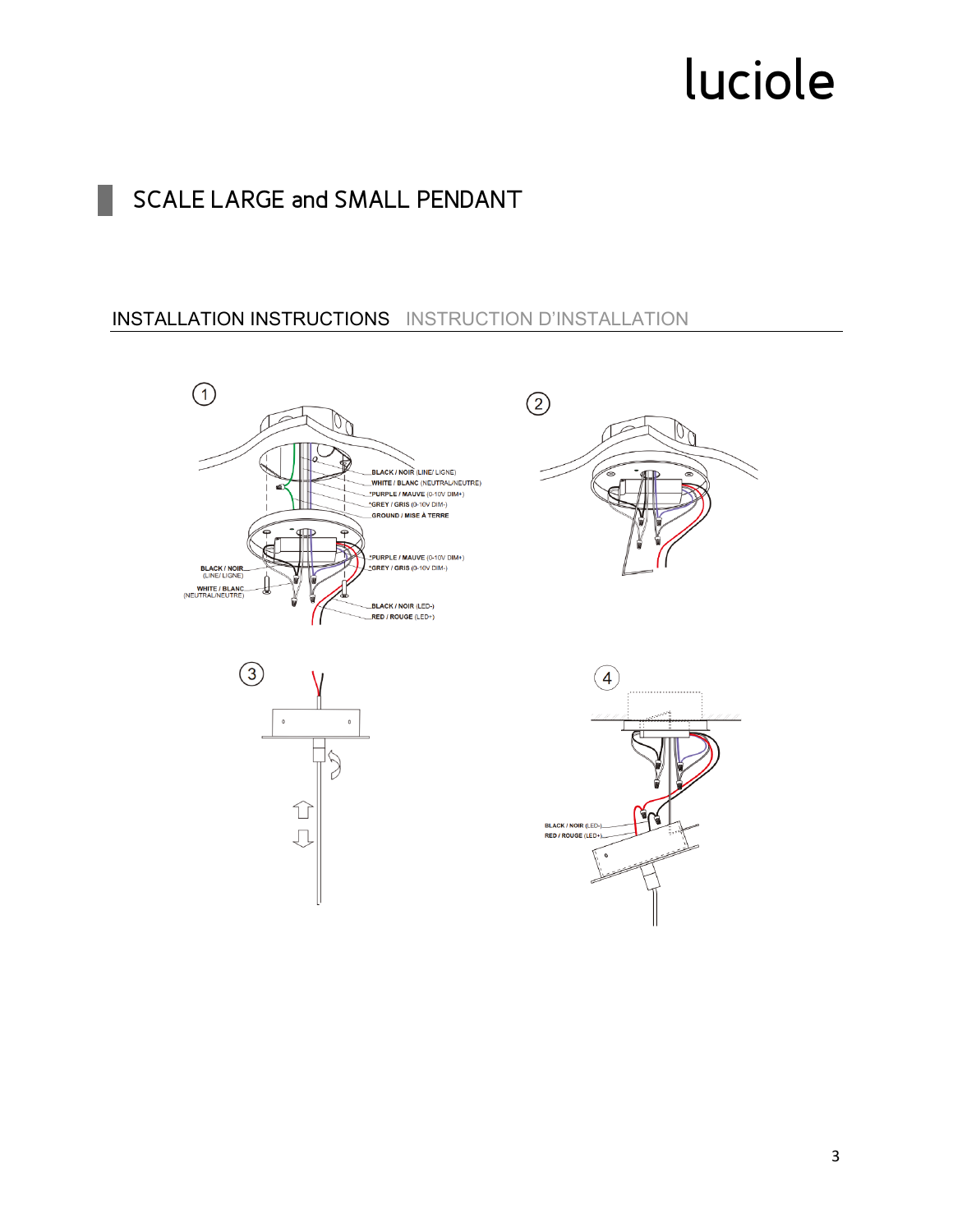luciole

## SCALE LARGE and SMALL PENDANT

### INSTALLATION INSTRUCTIONS INSTRUCTION D'INSTALLATION

①

BLACK / NOIR (LINE/ LIGNE)
WHITE / BLANC (NEUTRAL/NEUTRE)
*PURPLE / MAUVE (0-10V DIM+)
*GREY / GRIS (0-10V DIM-)
GROUND / MISE À TERRE

BLACK / NOIR (LINE/ LIGNE)
WHITE / BLANC (NEUTRAL/NEUTRE)

*PURPLE / MAUVE (0-10V DIM+)
*GREY / GRIS (0-10V DIM-)

BLACK / NOIR (LED-)
RED / ROUGE (LED+)

②

③

④

BLACK / NOIR (LED-)
RED / ROUGE (LED+)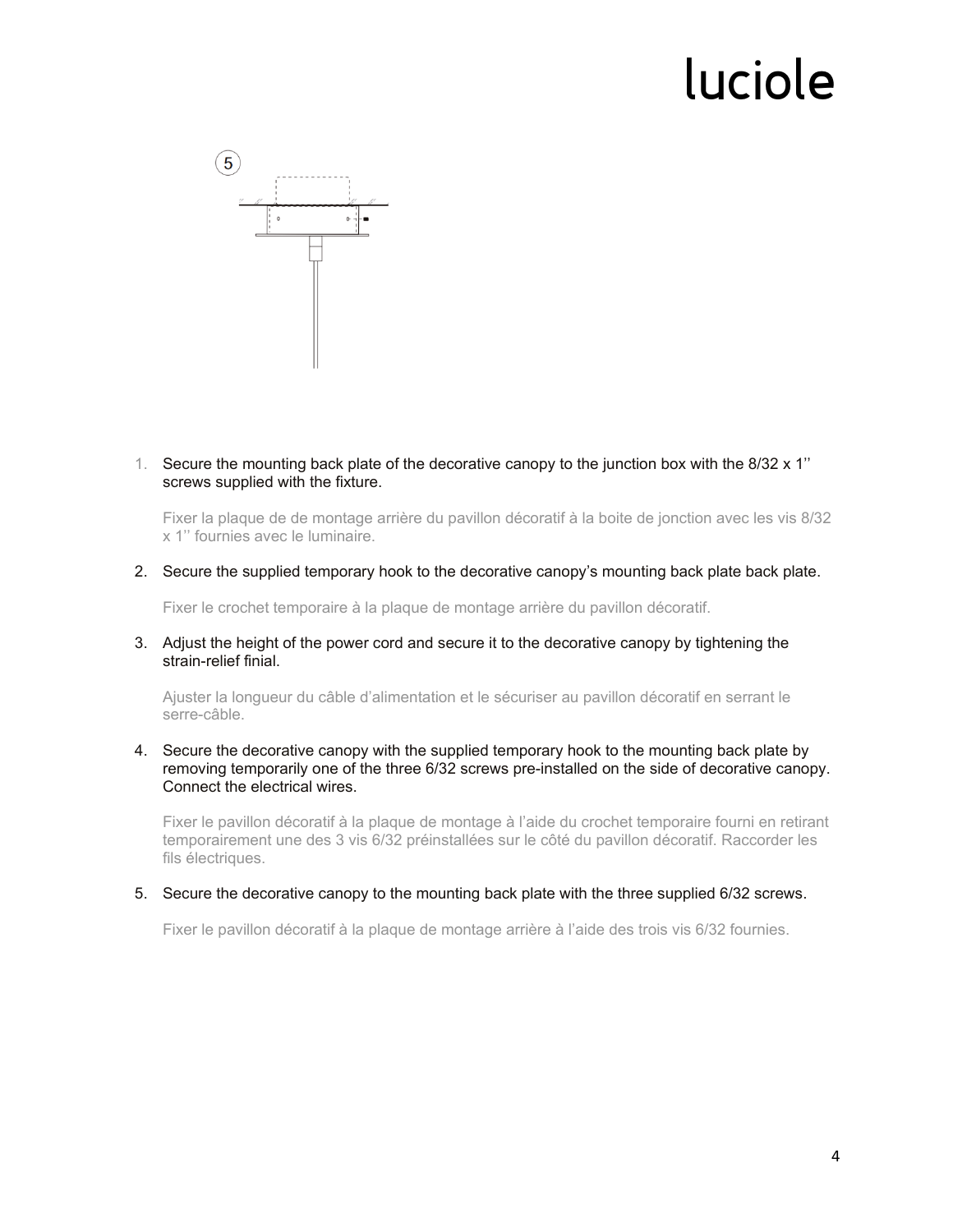5

1. Secure the mounting back plate of the decorative canopy to the junction box with the 8/32 x 1’’ screws supplied with the fixture.

   Fixer la plaque de de montage arrière du pavillon décoratif à la boite de jonction avec les vis 8/32 x 1’’ fournies avec le luminaire.

2. Secure the supplied temporary hook to the decorative canopy’s mounting back plate back plate.

   Fixer le crochet temporaire à la plaque de montage arrière du pavillon décoratif.

3. Adjust the height of the power cord and secure it to the decorative canopy by tightening the strain-relief finial.

   Ajuster la longueur du câble d’alimentation et le sécuriser au pavillon décoratif en serrant le serre-câble.

4. Secure the decorative canopy with the supplied temporary hook to the mounting back plate by removing temporarily one of the three 6/32 screws pre-installed on the side of decorative canopy. Connect the electrical wires.

   Fixer le pavillon décoratif à la plaque de montage à l’aide du crochet temporaire fourni en retirant temporairement une des 3 vis 6/32 préinstallées sur le côté du pavillon décoratif. Raccorder les fils électriques.

5. Secure the decorative canopy to the mounting back plate with the three supplied 6/32 screws.

   Fixer le pavillon décoratif à la plaque de montage arrière à l’aide des trois vis 6/32 fournies.